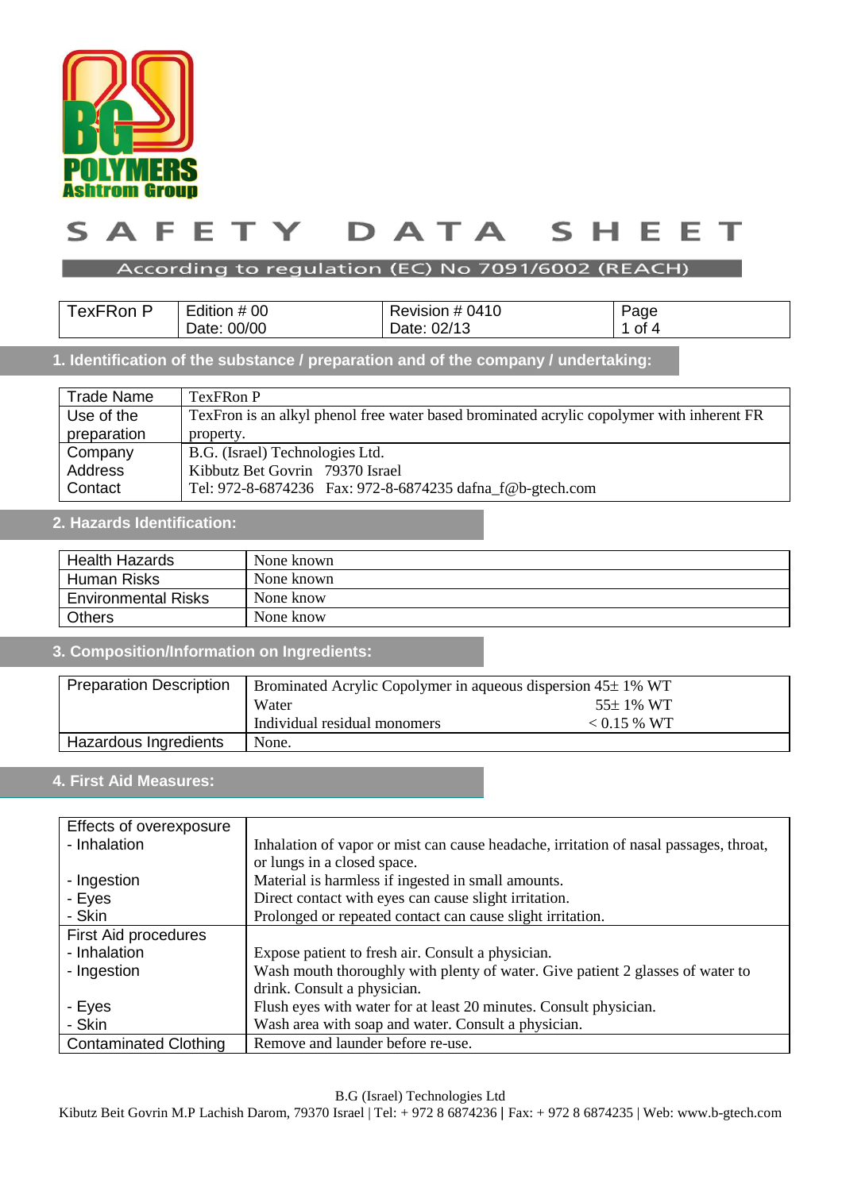# SAFETY DATA SHEET

According to regulation (EC) No 7091/6002 (REACH)

| TexFRon P | Edition # 00<br>Date: 00/00 | Revision # 0410<br>Date: 02/13 | Page<br>1 of 4 |
|---|---|---|---|

## 1. Identification of the substance / preparation and of the company / undertaking:

| Trade Name | TexFRon P |
|---|---|
| Use of the preparation | TexFron is an alkyl phenol free water based brominated acrylic copolymer with inherent FR property. |
| Company<br>Address<br>Contact | B.G. (Israel) Technologies Ltd.<br>Kibbutz Bet Govrin 79370 Israel<br>Tel: 972-8-6874236 Fax: 972-8-6874235 dafna_f@b-gtech.com |

## 2. Hazards Identification:

| Health Hazards | None known |
|---|---|
| Human Risks | None known |
| Environmental Risks | None know |
| Others | None know |

## 3. Composition/Information on Ingredients:

| Preparation Description | Brominated Acrylic Copolymer in aqueous dispersion 45± 1% WT<br>Water 55± 1% WT<br>Individual residual monomers < 0.15 % WT |
|---|---|
| Hazardous Ingredients | None. |

## 4. First Aid Measures:

| Effects of overexposure | |
|---|---|
| - Inhalation | Inhalation of vapor or mist can cause headache, irritation of nasal passages, throat, or lungs in a closed space. |
| - Ingestion | Material is harmless if ingested in small amounts. |
| - Eyes | Direct contact with eyes can cause slight irritation. |
| - Skin | Prolonged or repeated contact can cause slight irritation. |
| First Aid procedures | |
| - Inhalation | Expose patient to fresh air. Consult a physician. |
| - Ingestion | Wash mouth thoroughly with plenty of water. Give patient 2 glasses of water to drink. Consult a physician. |
| - Eyes | Flush eyes with water for at least 20 minutes. Consult physician. |
| - Skin | Wash area with soap and water. Consult a physician. |
| Contaminated Clothing | Remove and launder before re-use. |

B.G (Israel) Technologies Ltd
Kibutz Beit Govrin M.P Lachish Darom, 79370 Israel | Tel: + 972 8 6874236 | Fax: + 972 8 6874235 | Web: www.b-gtech.com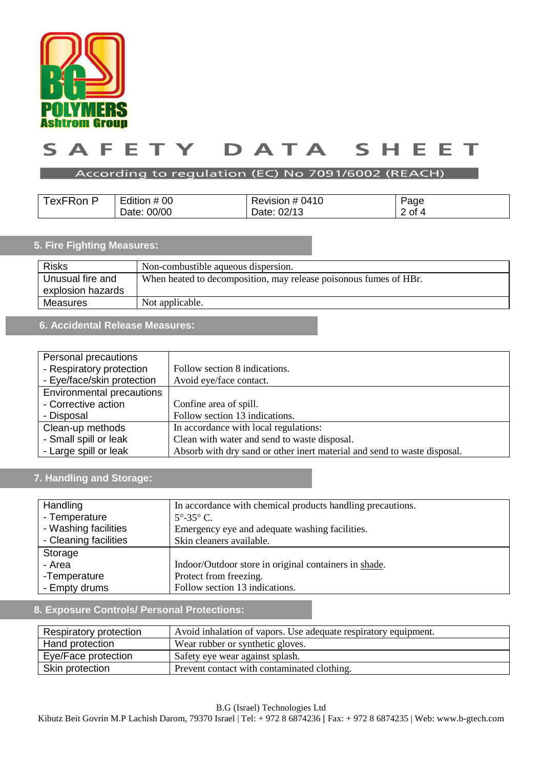# SAFETY DATA SHEET

According to regulation (EC) No 7091/6002 (REACH)

| TexFRon P | Edition # 00<br>Date: 00/00 | Revision # 0410<br>Date: 02/13 | Page<br>2 of 4 |
|---|---|---|---|

## 5. Fire Fighting Measures:

| Risks | Non-combustible aqueous dispersion. |
|---|---|
| Unusual fire and explosion hazards | When heated to decomposition, may release poisonous fumes of HBr. |
| Measures | Not applicable. |

## 6. Accidental Release Measures:

| Personal precautions<br>- Respiratory protection<br>- Eye/face/skin protection | <br>Follow section 8 indications.<br>Avoid eye/face contact. |
|---|---|
| Environmental precautions<br>- Corrective action<br>- Disposal | <br>Confine area of spill.<br>Follow section 13 indications. |
| Clean-up methods<br>- Small spill or leak<br>- Large spill or leak | In accordance with local regulations:<br>Clean with water and send to waste disposal.<br>Absorb with dry sand or other inert material and send to waste disposal. |

## 7. Handling and Storage:

| Handling<br>- Temperature<br>- Washing facilities<br>- Cleaning facilities | In accordance with chemical products handling precautions.<br>5°-35° C.<br>Emergency eye and adequate washing facilities.<br>Skin cleaners available. |
|---|---|
| Storage<br>- Area<br>-Temperature<br>- Empty drums | <br>Indoor/Outdoor store in original containers in shade.<br>Protect from freezing.<br>Follow section 13 indications. |

## 8. Exposure Controls/ Personal Protections:

| Respiratory protection | Avoid inhalation of vapors. Use adequate respiratory equipment. |
|---|---|
| Hand protection | Wear rubber or synthetic gloves. |
| Eye/Face protection | Safety eye wear against splash. |
| Skin protection | Prevent contact with contaminated clothing. |

B.G (Israel) Technologies Ltd
Kibutz Beit Govrin M.P Lachish Darom, 79370 Israel | Tel: + 972 8 6874236 | Fax: + 972 8 6874235 | Web: www.b-gtech.com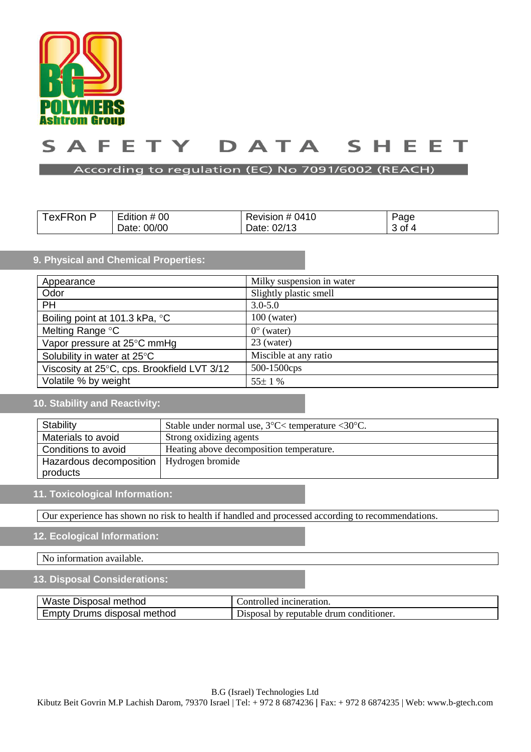# SAFETY DATA SHEET

According to regulation (EC) No 7091/6002 (REACH)

| TexFRon P | Edition # 00<br>Date: 00/00 | Revision # 0410<br>Date: 02/13 | Page<br>3 of 4 |
|---|---|---|---|

## 9. Physical and Chemical Properties:

| Appearance | Milky suspension in water |
|---|---|
| Odor | Slightly plastic smell |
| PH | 3.0-5.0 |
| Boiling point at 101.3 kPa, °C | 100 (water) |
| Melting Range °C | 0° (water) |
| Vapor pressure at 25°C mmHg | 23 (water) |
| Solubility in water at 25°C | Miscible at any ratio |
| Viscosity at 25°C, cps. Brookfield LVT 3/12 | 500-1500cps |
| Volatile % by weight | 55± 1 % |

## 10. Stability and Reactivity:

| Stability | Stable under normal use, 3°C< temperature <30°C. |
|---|---|
| Materials to avoid | Strong oxidizing agents |
| Conditions to avoid | Heating above decomposition temperature. |
| Hazardous decomposition products | Hydrogen bromide |

## 11. Toxicological Information:

Our experience has shown no risk to health if handled and processed according to recommendations.

## 12. Ecological Information:

No information available.

## 13. Disposal Considerations:

| Waste Disposal method | Controlled incineration. |
|---|---|
| Empty Drums disposal method | Disposal by reputable drum conditioner. |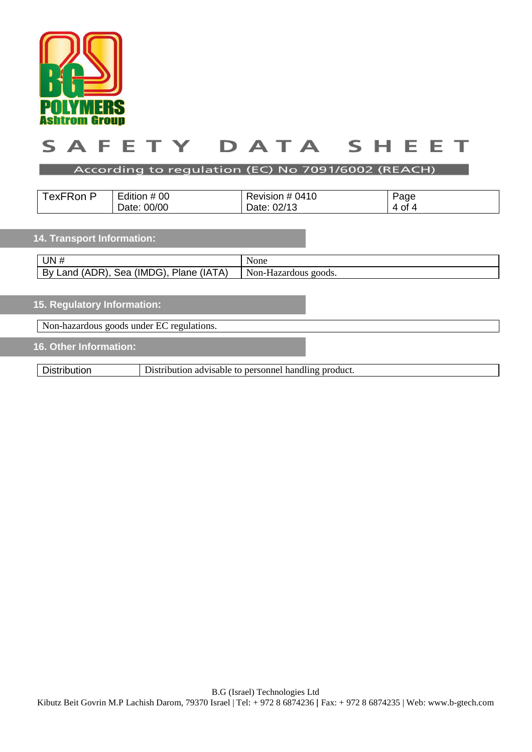# SAFETY DATA SHEET

According to regulation (EC) No 7091/6002 (REACH)

| | | | |
|---|---|---|---|
| TexFRon P | Edition # 00<br>Date: 00/00 | Revision # 0410<br>Date: 02/13 | Page<br>4 of 4 |

## 14. Transport Information:

| | |
|---|---|
| UN # | None |
| By Land (ADR), Sea (IMDG), Plane (IATA) | Non-Hazardous goods. |

## 15. Regulatory Information:

Non-hazardous goods under EC regulations.

## 16. Other Information:

| | |
|---|---|
| Distribution | Distribution advisable to personnel handling product. |

B.G (Israel) Technologies Ltd
Kibutz Beit Govrin M.P Lachish Darom, 79370 Israel | Tel: + 972 8 6874236 | Fax: + 972 8 6874235 | Web: www.b-gtech.com